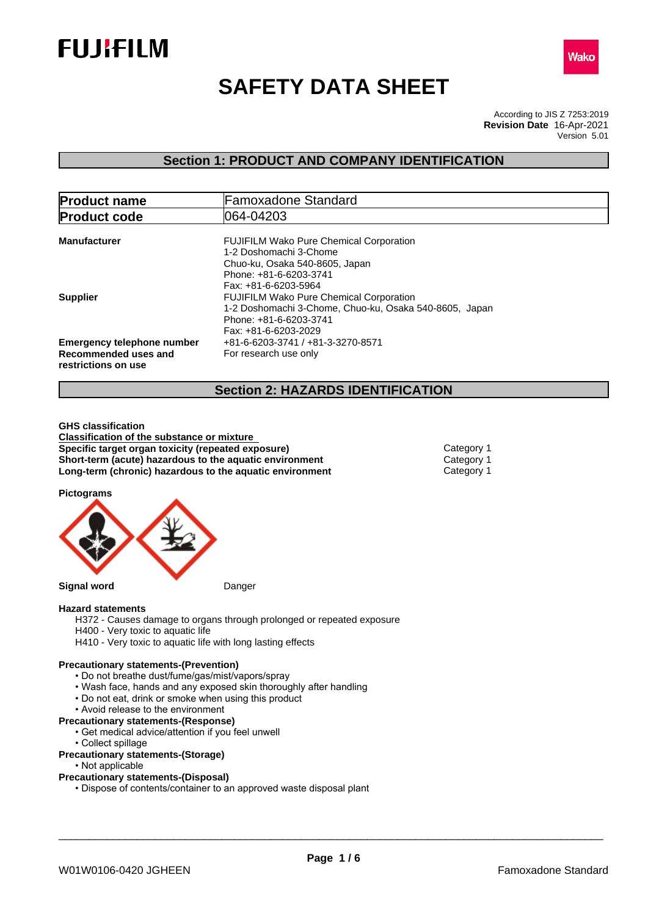FUJIFILM

Wako

# SAFETY DATA SHEET

According to JIS Z 7253:2019
**Revision Date** 16-Apr-2021
Version 5.01

## Section 1: PRODUCT AND COMPANY IDENTIFICATION

| **Product name** | Famoxadone Standard |
|---|---|
| **Product code** | 064-04203 |

**Manufacturer**
FUJIFILM Wako Pure Chemical Corporation
1-2 Doshomachi 3-Chome
Chuo-ku, Osaka 540-8605, Japan
Phone: +81-6-6203-3741
Fax: +81-6-6203-5964

**Supplier**
FUJIFILM Wako Pure Chemical Corporation
1-2 Doshomachi 3-Chome, Chuo-ku, Osaka 540-8605, Japan
Phone: +81-6-6203-3741
Fax: +81-6-6203-2029

**Emergency telephone number** +81-6-6203-3741 / +81-3-3270-8571

**Recommended uses and restrictions on use** For research use only

## Section 2: HAZARDS IDENTIFICATION

**GHS classification**

**Classification of the substance or mixture**

| | |
|---|---|
| **Specific target organ toxicity (repeated exposure)** | Category 1 |
| **Short-term (acute) hazardous to the aquatic environment** | Category 1 |
| **Long-term (chronic) hazardous to the aquatic environment** | Category 1 |

**Pictograms**

**Signal word** Danger

**Hazard statements**

H372 - Causes damage to organs through prolonged or repeated exposure
H400 - Very toxic to aquatic life
H410 - Very toxic to aquatic life with long lasting effects

**Precautionary statements-(Prevention)**

- Do not breathe dust/fume/gas/mist/vapors/spray
- Wash face, hands and any exposed skin thoroughly after handling
- Do not eat, drink or smoke when using this product
- Avoid release to the environment

**Precautionary statements-(Response)**

- Get medical advice/attention if you feel unwell
- Collect spillage

**Precautionary statements-(Storage)**

- Not applicable

**Precautionary statements-(Disposal)**

- Dispose of contents/container to an approved waste disposal plant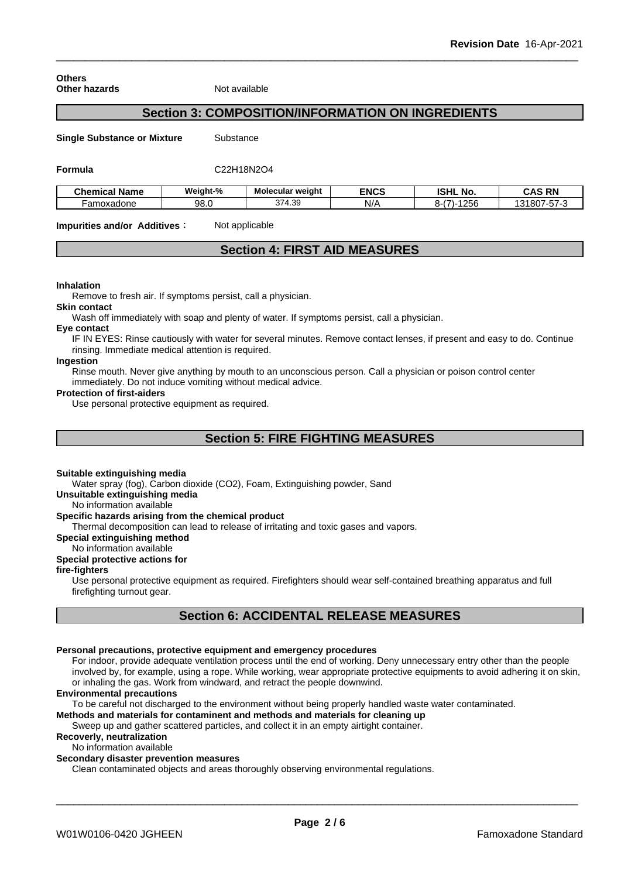**Others**
**Other hazards** Not available

## Section 3: COMPOSITION/INFORMATION ON INGREDIENTS

**Single Substance or Mixture** Substance

**Formula** $C_{22}H_{18}N_2O_4$

| Chemical Name | Weight-% | Molecular weight | ENCS | ISHL No. | CAS RN |
|---|---|---|---|---|---|
| Famoxadone | 98.0 | 374.39 | N/A | 8-(7)-1256 | 131807-57-3 |

**Impurities and/or Additives**： Not applicable

## Section 4: FIRST AID MEASURES

**Inhalation**
Remove to fresh air. If symptoms persist, call a physician.

**Skin contact**
Wash off immediately with soap and plenty of water. If symptoms persist, call a physician.

**Eye contact**
IF IN EYES: Rinse cautiously with water for several minutes. Remove contact lenses, if present and easy to do. Continue rinsing. Immediate medical attention is required.

**Ingestion**
Rinse mouth. Never give anything by mouth to an unconscious person. Call a physician or poison control center immediately. Do not induce vomiting without medical advice.

**Protection of first-aiders**
Use personal protective equipment as required.

## Section 5: FIRE FIGHTING MEASURES

**Suitable extinguishing media**
Water spray (fog), Carbon dioxide ($CO_2$), Foam, Extinguishing powder, Sand

**Unsuitable extinguishing media**
No information available

**Specific hazards arising from the chemical product**
Thermal decomposition can lead to release of irritating and toxic gases and vapors.

**Special extinguishing method**
No information available

**Special protective actions for fire-fighters**
Use personal protective equipment as required. Firefighters should wear self-contained breathing apparatus and full firefighting turnout gear.

## Section 6: ACCIDENTAL RELEASE MEASURES

**Personal precautions, protective equipment and emergency procedures**
For indoor, provide adequate ventilation process until the end of working. Deny unnecessary entry other than the people involved by, for example, using a rope. While working, wear appropriate protective equipments to avoid adhering it on skin, or inhaling the gas. Work from windward, and retract the people downwind.

**Environmental precautions**
To be careful not discharged to the environment without being properly handled waste water contaminated.

**Methods and materials for contaminent and methods and materials for cleaning up**
Sweep up and gather scattered particles, and collect it in an empty airtight container.

**Recoverly, neutralization**
No information available

**Secondary disaster prevention measures**
Clean contaminated objects and areas thoroughly observing environmental regulations.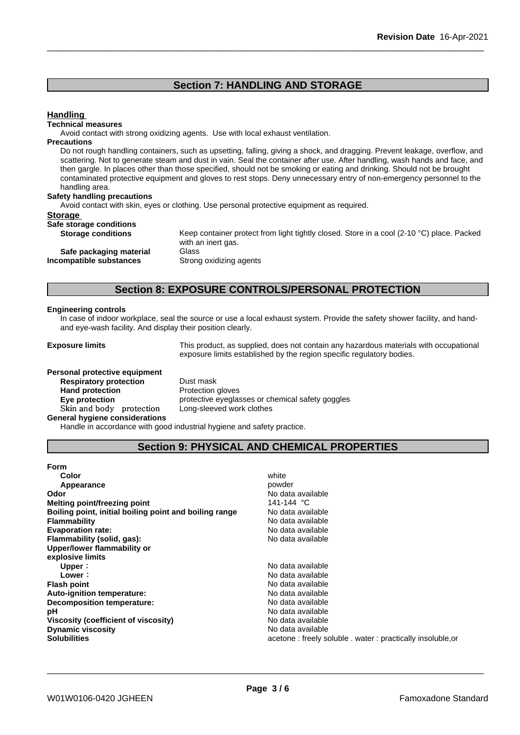## Section 7: HANDLING AND STORAGE

**Handling**

**Technical measures**

Avoid contact with strong oxidizing agents. Use with local exhaust ventilation.

**Precautions**

Do not rough handling containers, such as upsetting, falling, giving a shock, and dragging. Prevent leakage, overflow, and scattering. Not to generate steam and dust in vain. Seal the container after use. After handling, wash hands and face, and then gargle. In places other than those specified, should not be smoking or eating and drinking. Should not be brought contaminated protective equipment and gloves to rest stops. Deny unnecessary entry of non-emergency personnel to the handling area.

**Safety handling precautions**

Avoid contact with skin, eyes or clothing. Use personal protective equipment as required.

**Storage**

**Safe storage conditions**

| | |
|---|---|
| **Storage conditions** | Keep container protect from light tightly closed. Store in a cool (2-10 °C) place. Packed with an inert gas. |
| **Safe packaging material** | Glass |
| **Incompatible substances** | Strong oxidizing agents |

## Section 8: EXPOSURE CONTROLS/PERSONAL PROTECTION

**Engineering controls**

In case of indoor workplace, seal the source or use a local exhaust system. Provide the safety shower facility, and hand- and eye-wash facility. And display their position clearly.

**Exposure limits** This product, as supplied, does not contain any hazardous materials with occupational exposure limits established by the region specific regulatory bodies.

**Personal protective equipment**

| | |
|---|---|
| **Respiratory protection** | Dust mask |
| **Hand protection** | Protection gloves |
| **Eye protection** | protective eyeglasses or chemical safety goggles |
| Skin and body protection | Long-sleeved work clothes |

**General hygiene considerations**

Handle in accordance with good industrial hygiene and safety practice.

## Section 9: PHYSICAL AND CHEMICAL PROPERTIES

| | |
|---|---|
| **Form** | |
| **Color** | white |
| **Appearance** | powder |
| **Odor** | No data available |
| **Melting point/freezing point** | 141-144 °C |
| **Boiling point, initial boiling point and boiling range** | No data available |
| **Flammability** | No data available |
| **Evaporation rate:** | No data available |
| **Flammability (solid, gas):** | No data available |
| **Upper/lower flammability or explosive limits** | |
| **Upper**： | No data available |
| **Lower**： | No data available |
| **Flash point** | No data available |
| **Auto-ignition temperature:** | No data available |
| **Decomposition temperature:** | No data available |
| **pH** | No data available |
| **Viscosity (coefficient of viscosity)** | No data available |
| **Dynamic viscosity** | No data available |
| **Solubilities** | acetone : freely soluble . water : practically insoluble,or |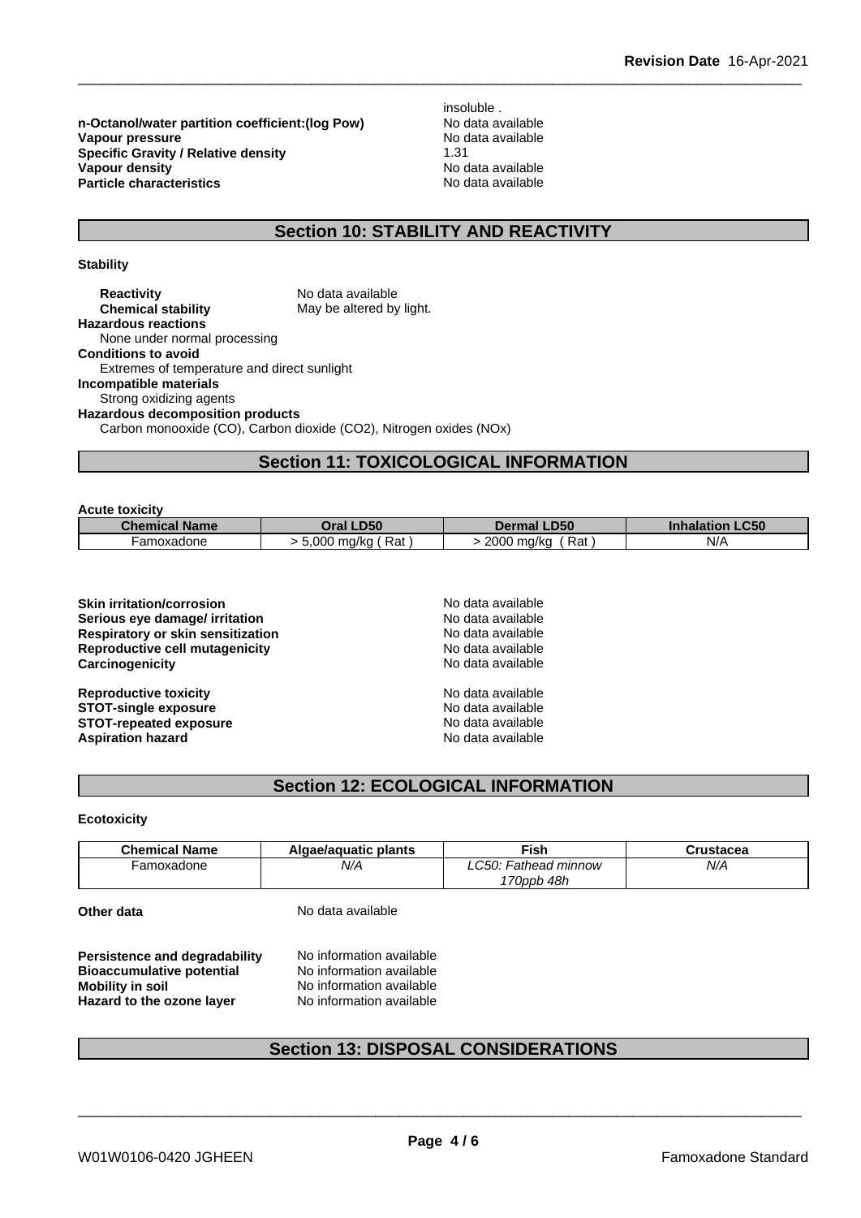| | |
|---|---|
| | insoluble . |
| **n-Octanol/water partition coefficient:(log Pow)** | No data available |
| **Vapour pressure** | No data available |
| **Specific Gravity / Relative density** | 1.31 |
| **Vapour density** | No data available |
| **Particle characteristics** | No data available |

## Section 10: STABILITY AND REACTIVITY

**Stability**

**Reactivity** No data available
**Chemical stability** May be altered by light.

**Hazardous reactions**
None under normal processing

**Conditions to avoid**
Extremes of temperature and direct sunlight

**Incompatible materials**
Strong oxidizing agents

**Hazardous decomposition products**
Carbon monooxide (CO), Carbon dioxide ($CO_2$), Nitrogen oxides (NOx)

## Section 11: TOXICOLOGICAL INFORMATION

**Acute toxicity**

| Chemical Name | Oral LD50 | Dermal LD50 | Inhalation LC50 |
|---|---|---|---|
| Famoxadone | > 5,000 mg/kg ( Rat ) | > 2000 mg/kg ( Rat ) | N/A |

| | |
|---|---|
| **Skin irritation/corrosion** | No data available |
| **Serious eye damage/ irritation** | No data available |
| **Respiratory or skin sensitization** | No data available |
| **Reproductive cell mutagenicity** | No data available |
| **Carcinogenicity** | No data available |
| **Reproductive toxicity** | No data available |
| **STOT-single exposure** | No data available |
| **STOT-repeated exposure** | No data available |
| **Aspiration hazard** | No data available |

## Section 12: ECOLOGICAL INFORMATION

**Ecotoxicity**

| Chemical Name | Algae/aquatic plants | Fish | Crustacea |
|---|---|---|---|
| Famoxadone | *N/A* | *LC50: Fathead minnow 170ppb 48h* | *N/A* |

**Other data** No data available

| | |
|---|---|
| **Persistence and degradability** | No information available |
| **Bioaccumulative potential** | No information available |
| **Mobility in soil** | No information available |
| **Hazard to the ozone layer** | No information available |

## Section 13: DISPOSAL CONSIDERATIONS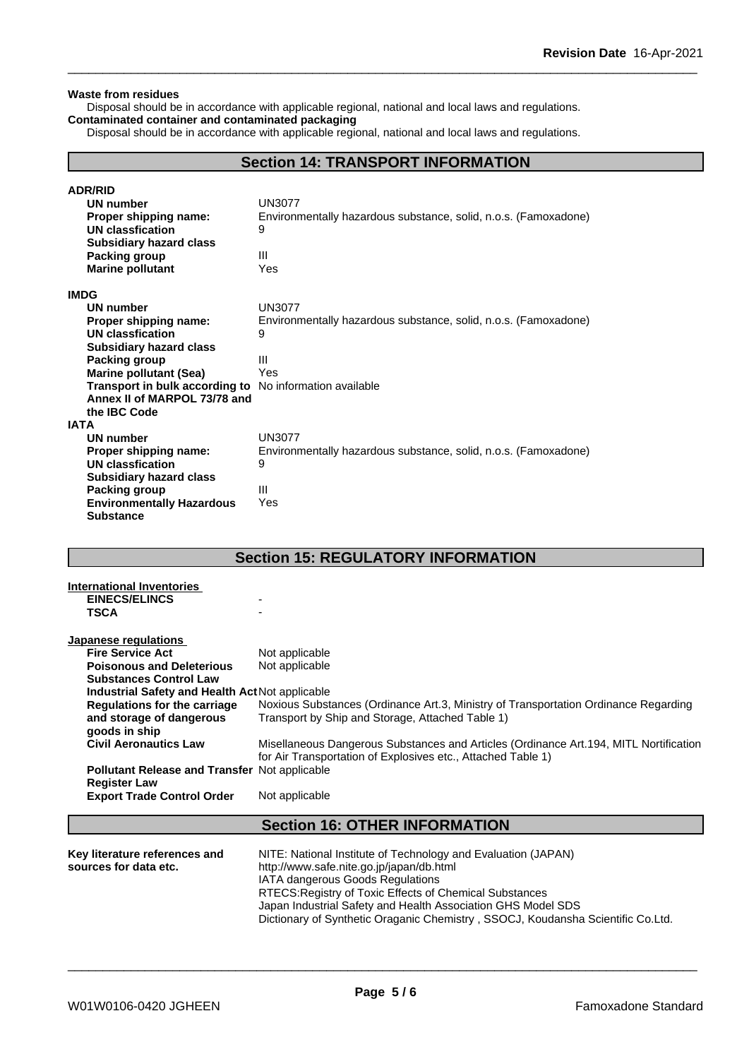**Waste from residues**

Disposal should be in accordance with applicable regional, national and local laws and regulations.

**Contaminated container and contaminated packaging**

Disposal should be in accordance with applicable regional, national and local laws and regulations.

## Section 14: TRANSPORT INFORMATION

**ADR/RID**

| | |
|---|---|
| **UN number** | UN3077 |
| **Proper shipping name:** | Environmentally hazardous substance, solid, n.o.s. (Famoxadone) |
| **UN classfication** | 9 |
| **Subsidiary hazard class** | |
| **Packing group** | III |
| **Marine pollutant** | Yes |

**IMDG**

| | |
|---|---|
| **UN number** | UN3077 |
| **Proper shipping name:** | Environmentally hazardous substance, solid, n.o.s. (Famoxadone) |
| **UN classfication** | 9 |
| **Subsidiary hazard class** | |
| **Packing group** | III |
| **Marine pollutant (Sea)** | Yes |
| **Transport in bulk according to Annex II of MARPOL 73/78 and the IBC Code** | No information available |

**IATA**

| | |
|---|---|
| **UN number** | UN3077 |
| **Proper shipping name:** | Environmentally hazardous substance, solid, n.o.s. (Famoxadone) |
| **UN classfication** | 9 |
| **Subsidiary hazard class** | |
| **Packing group** | III |
| **Environmentally Hazardous Substance** | Yes |

## Section 15: REGULATORY INFORMATION

**International Inventories**

| | |
|---|---|
| **EINECS/ELINCS** | - |
| **TSCA** | - |

**Japanese regulations**

| | |
|---|---|
| **Fire Service Act** | Not applicable |
| **Poisonous and Deleterious Substances Control Law** | Not applicable |
| **Industrial Safety and Health Act** | Not applicable |
| **Regulations for the carriage and storage of dangerous goods in ship** | Noxious Substances (Ordinance Art.3, Ministry of Transportation Ordinance Regarding Transport by Ship and Storage, Attached Table 1) |
| **Civil Aeronautics Law** | Misellaneous Dangerous Substances and Articles (Ordinance Art.194, MITL Nortification for Air Transportation of Explosives etc., Attached Table 1) |
| **Pollutant Release and Transfer Register Law** | Not applicable |
| **Export Trade Control Order** | Not applicable |

## Section 16: OTHER INFORMATION

**Key literature references and sources for data etc.**

NITE: National Institute of Technology and Evaluation (JAPAN)
http://www.safe.nite.go.jp/japan/db.html
IATA dangerous Goods Regulations
RTECS:Registry of Toxic Effects of Chemical Substances
Japan Industrial Safety and Health Association GHS Model SDS
Dictionary of Synthetic Oraganic Chemistry , SSOCJ, Koudansha Scientific Co.Ltd.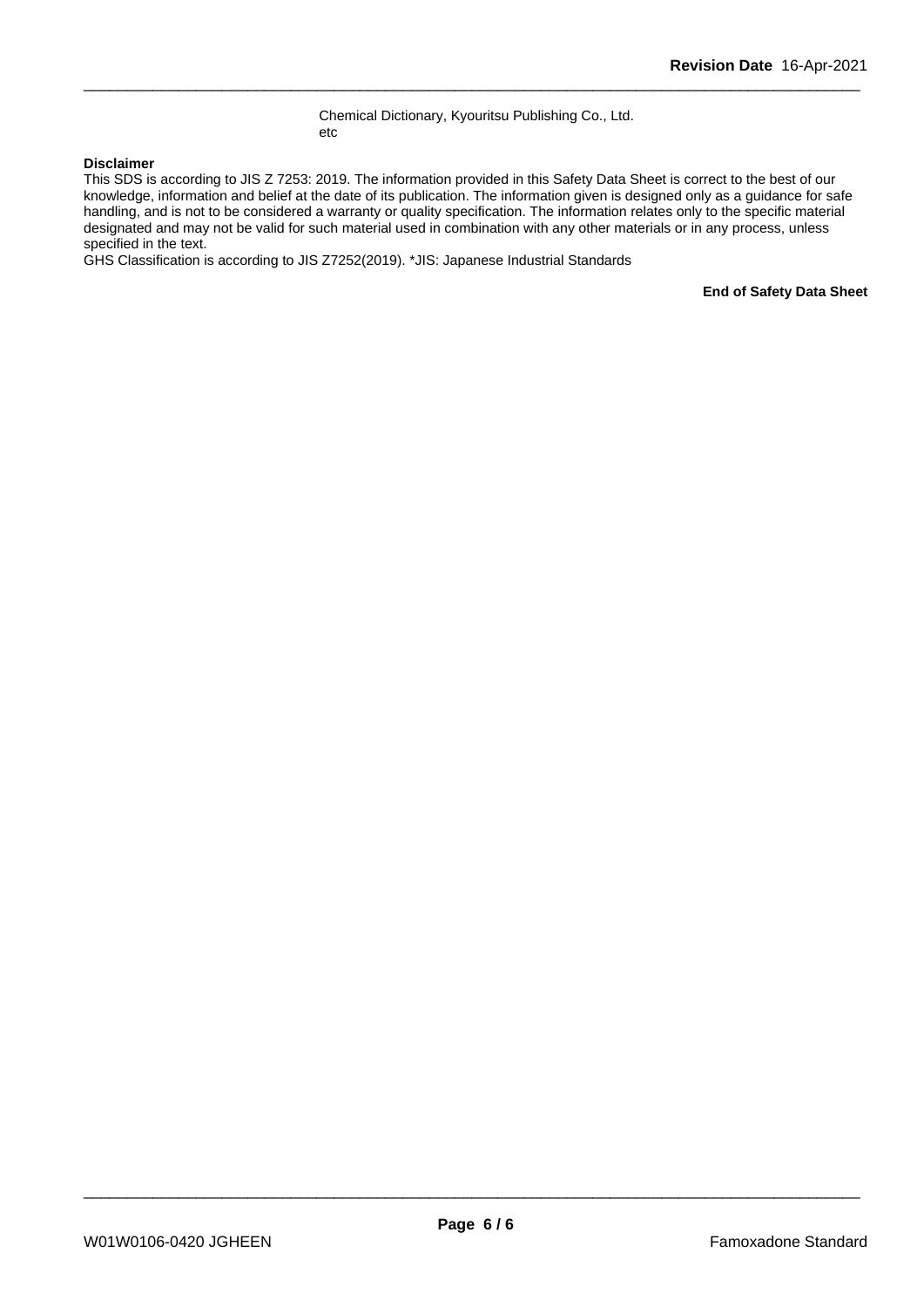Chemical Dictionary, Kyouritsu Publishing Co., Ltd.
etc

**Disclaimer**

This SDS is according to JIS Z 7253: 2019. The information provided in this Safety Data Sheet is correct to the best of our knowledge, information and belief at the date of its publication. The information given is designed only as a guidance for safe handling, and is not to be considered a warranty or quality specification. The information relates only to the specific material designated and may not be valid for such material used in combination with any other materials or in any process, unless specified in the text.

GHS Classification is according to JIS Z7252(2019). *JIS: Japanese Industrial Standards

**End of Safety Data Sheet**